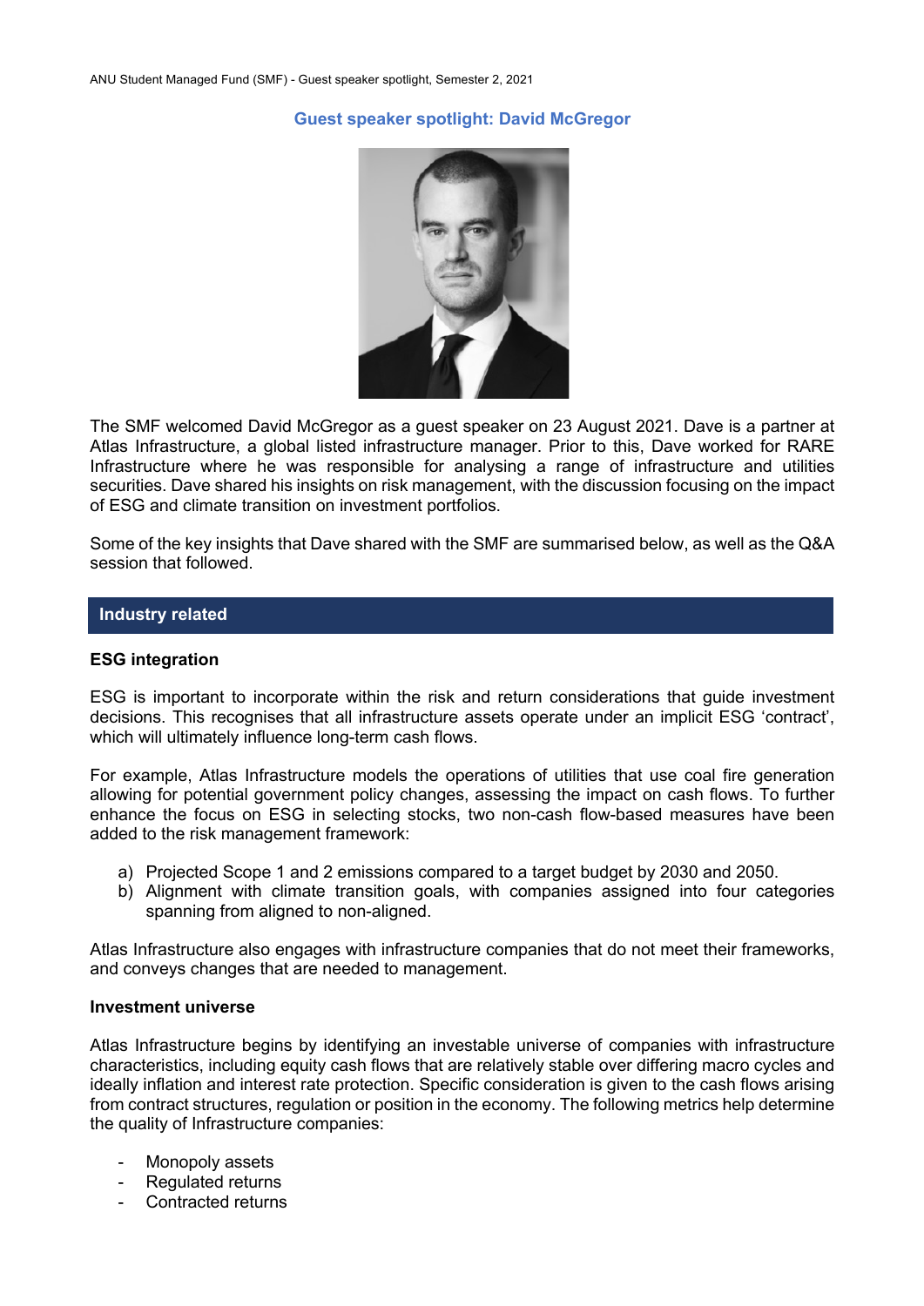## Guest speaker spotlight: David McGregor

The SMF welcomed David McGregor as a guest speaker on 23 August 2021. Dave is a partner at Atlas Infrastructure, a global listed infrastructure manager. Prior to this, Dave worked for RARE Infrastructure where he was responsible for analysing a range of infrastructure and utilities securities. Dave shared his insights on risk management, with the discussion focusing on the impact of ESG and climate transition on investment portfolios.

Some of the key insights that Dave shared with the SMF are summarised below, as well as the Q&A session that followed.

## Industry related

### ESG integration

ESG is important to incorporate within the risk and return considerations that guide investment decisions. This recognises that all infrastructure assets operate under an implicit ESG 'contract', which will ultimately influence long-term cash flows.

For example, Atlas Infrastructure models the operations of utilities that use coal fire generation allowing for potential government policy changes, assessing the impact on cash flows. To further enhance the focus on ESG in selecting stocks, two non-cash flow-based measures have been added to the risk management framework:

a) Projected Scope 1 and 2 emissions compared to a target budget by 2030 and 2050.
b) Alignment with climate transition goals, with companies assigned into four categories spanning from aligned to non-aligned.

Atlas Infrastructure also engages with infrastructure companies that do not meet their frameworks, and conveys changes that are needed to management.

### Investment universe

Atlas Infrastructure begins by identifying an investable universe of companies with infrastructure characteristics, including equity cash flows that are relatively stable over differing macro cycles and ideally inflation and interest rate protection. Specific consideration is given to the cash flows arising from contract structures, regulation or position in the economy. The following metrics help determine the quality of Infrastructure companies:

- Monopoly assets
- Regulated returns
- Contracted returns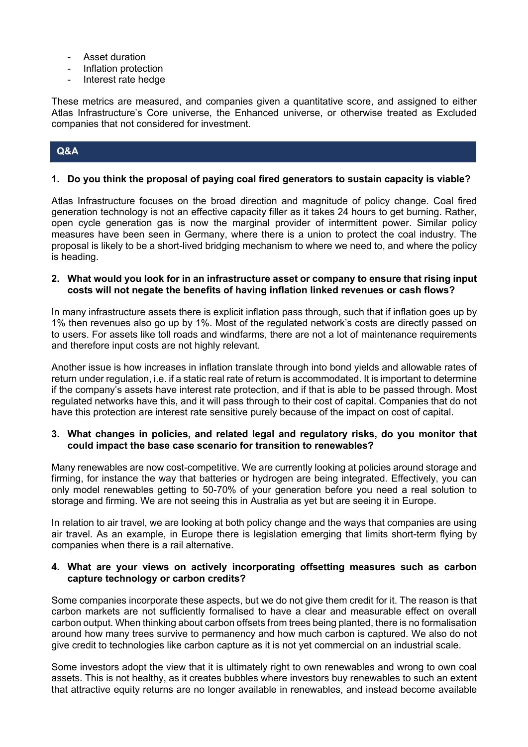- Asset duration
- Inflation protection
- Interest rate hedge

These metrics are measured, and companies given a quantitative score, and assigned to either Atlas Infrastructure's Core universe, the Enhanced universe, or otherwise treated as Excluded companies that not considered for investment.

## Q&A

**1. Do you think the proposal of paying coal fired generators to sustain capacity is viable?**

Atlas Infrastructure focuses on the broad direction and magnitude of policy change. Coal fired generation technology is not an effective capacity filler as it takes 24 hours to get burning. Rather, open cycle generation gas is now the marginal provider of intermittent power. Similar policy measures have been seen in Germany, where there is a union to protect the coal industry. The proposal is likely to be a short-lived bridging mechanism to where we need to, and where the policy is heading.

**2. What would you look for in an infrastructure asset or company to ensure that rising input costs will not negate the benefits of having inflation linked revenues or cash flows?**

In many infrastructure assets there is explicit inflation pass through, such that if inflation goes up by 1% then revenues also go up by 1%. Most of the regulated network's costs are directly passed on to users. For assets like toll roads and windfarms, there are not a lot of maintenance requirements and therefore input costs are not highly relevant.

Another issue is how increases in inflation translate through into bond yields and allowable rates of return under regulation, i.e. if a static real rate of return is accommodated. It is important to determine if the company's assets have interest rate protection, and if that is able to be passed through. Most regulated networks have this, and it will pass through to their cost of capital. Companies that do not have this protection are interest rate sensitive purely because of the impact on cost of capital.

**3. What changes in policies, and related legal and regulatory risks, do you monitor that could impact the base case scenario for transition to renewables?**

Many renewables are now cost-competitive. We are currently looking at policies around storage and firming, for instance the way that batteries or hydrogen are being integrated. Effectively, you can only model renewables getting to 50-70% of your generation before you need a real solution to storage and firming. We are not seeing this in Australia as yet but are seeing it in Europe.

In relation to air travel, we are looking at both policy change and the ways that companies are using air travel. As an example, in Europe there is legislation emerging that limits short-term flying by companies when there is a rail alternative.

**4. What are your views on actively incorporating offsetting measures such as carbon capture technology or carbon credits?**

Some companies incorporate these aspects, but we do not give them credit for it. The reason is that carbon markets are not sufficiently formalised to have a clear and measurable effect on overall carbon output. When thinking about carbon offsets from trees being planted, there is no formalisation around how many trees survive to permanency and how much carbon is captured. We also do not give credit to technologies like carbon capture as it is not yet commercial on an industrial scale.

Some investors adopt the view that it is ultimately right to own renewables and wrong to own coal assets. This is not healthy, as it creates bubbles where investors buy renewables to such an extent that attractive equity returns are no longer available in renewables, and instead become available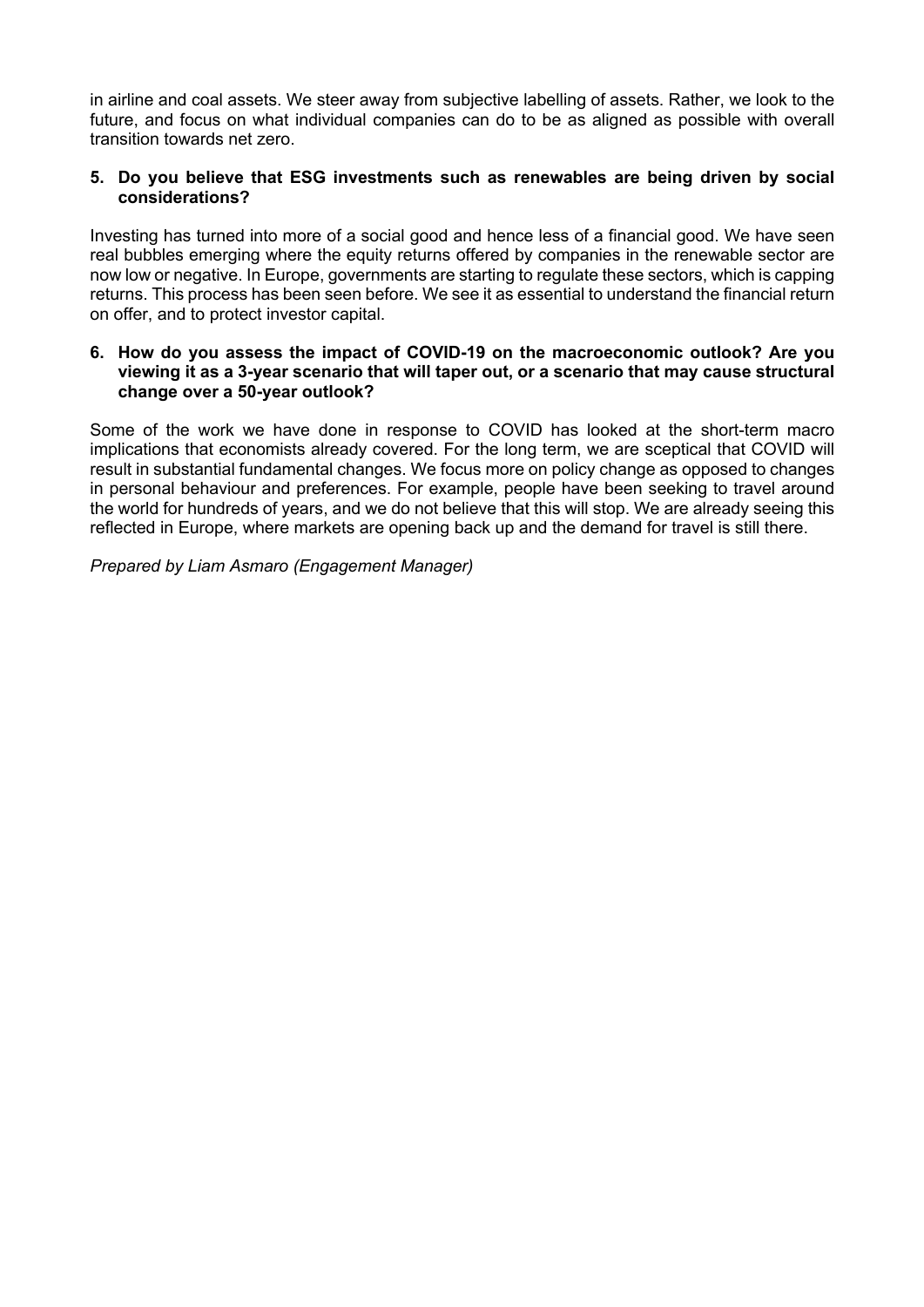in airline and coal assets. We steer away from subjective labelling of assets. Rather, we look to the future, and focus on what individual companies can do to be as aligned as possible with overall transition towards net zero.

**5. Do you believe that ESG investments such as renewables are being driven by social considerations?**

Investing has turned into more of a social good and hence less of a financial good. We have seen real bubbles emerging where the equity returns offered by companies in the renewable sector are now low or negative. In Europe, governments are starting to regulate these sectors, which is capping returns. This process has been seen before. We see it as essential to understand the financial return on offer, and to protect investor capital.

**6. How do you assess the impact of COVID-19 on the macroeconomic outlook? Are you viewing it as a 3-year scenario that will taper out, or a scenario that may cause structural change over a 50-year outlook?**

Some of the work we have done in response to COVID has looked at the short-term macro implications that economists already covered. For the long term, we are sceptical that COVID will result in substantial fundamental changes. We focus more on policy change as opposed to changes in personal behaviour and preferences. For example, people have been seeking to travel around the world for hundreds of years, and we do not believe that this will stop. We are already seeing this reflected in Europe, where markets are opening back up and the demand for travel is still there.

*Prepared by Liam Asmaro (Engagement Manager)*